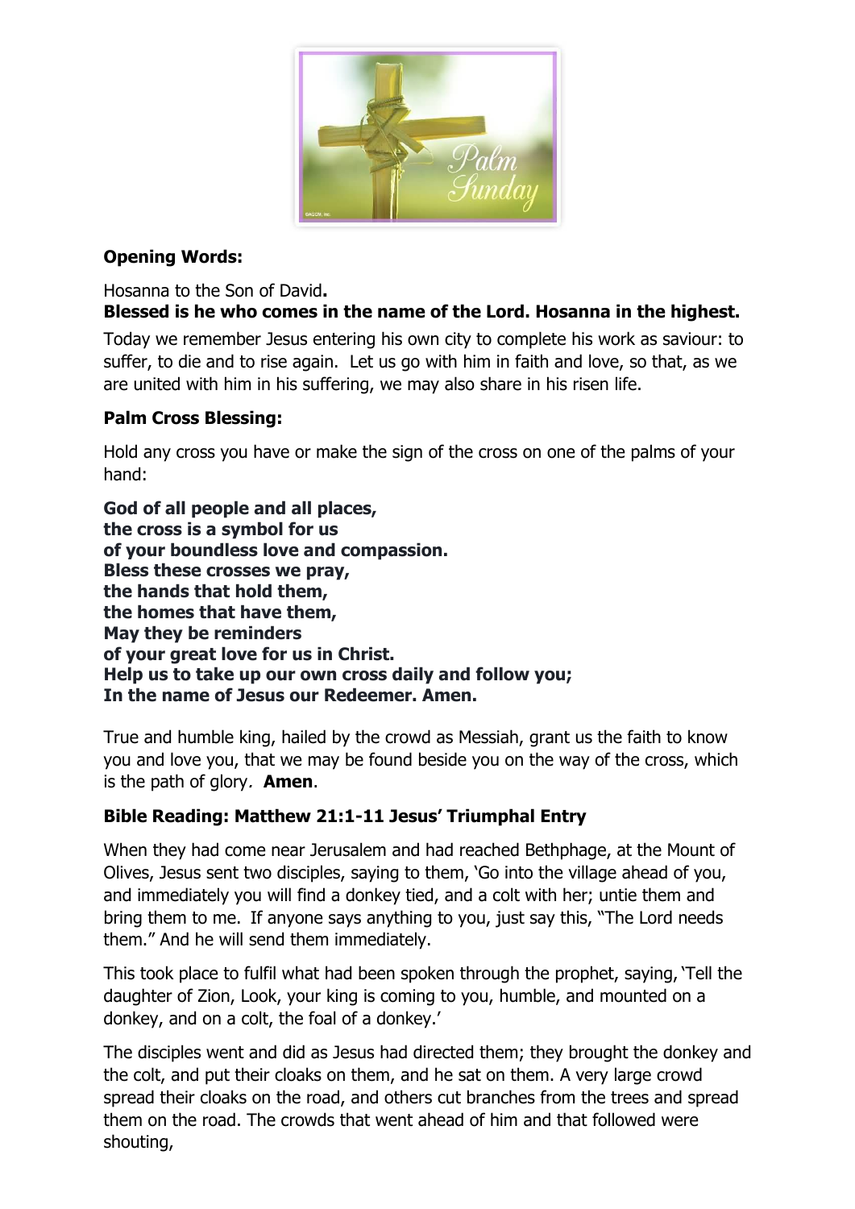**Opening Words:**

Hosanna to the Son of David**.**
**Blessed is he who comes in the name of the Lord. Hosanna in the highest.**

Today we remember Jesus entering his own city to complete his work as saviour: to suffer, to die and to rise again. Let us go with him in faith and love, so that, as we are united with him in his suffering, we may also share in his risen life.

**Palm Cross Blessing:**

Hold any cross you have or make the sign of the cross on one of the palms of your hand:

**God of all people and all places,**
**the cross is a symbol for us**
**of your boundless love and compassion.**
**Bless these crosses we pray,**
**the hands that hold them,**
**the homes that have them,**
**May they be reminders**
**of your great love for us in Christ.**
**Help us to take up our own cross daily and follow you;**
**In the name of Jesus our Redeemer. Amen.**

True and humble king, hailed by the crowd as Messiah, grant us the faith to know you and love you, that we may be found beside you on the way of the cross, which is the path of glory*.* **Amen**.

**Bible Reading: Matthew 21:1-11 Jesus' Triumphal Entry**

When they had come near Jerusalem and had reached Bethphage, at the Mount of Olives, Jesus sent two disciples, saying to them, 'Go into the village ahead of you, and immediately you will find a donkey tied, and a colt with her; untie them and bring them to me. If anyone says anything to you, just say this, "The Lord needs them." And he will send them immediately.

This took place to fulfil what had been spoken through the prophet, saying, 'Tell the daughter of Zion, Look, your king is coming to you, humble, and mounted on a donkey, and on a colt, the foal of a donkey.'

The disciples went and did as Jesus had directed them; they brought the donkey and the colt, and put their cloaks on them, and he sat on them. A very large crowd spread their cloaks on the road, and others cut branches from the trees and spread them on the road. The crowds that went ahead of him and that followed were shouting,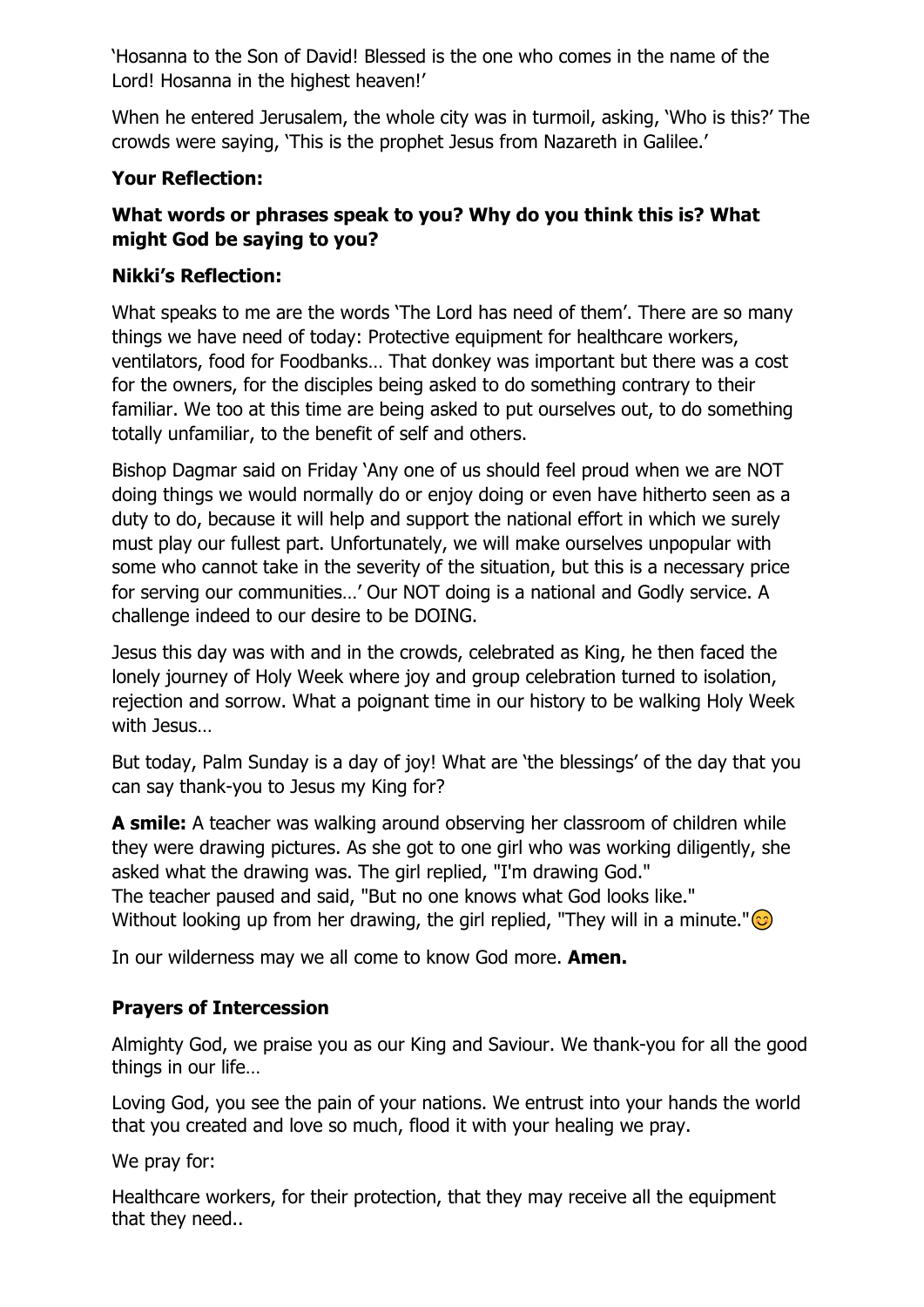'Hosanna to the Son of David! Blessed is the one who comes in the name of the Lord! Hosanna in the highest heaven!'

When he entered Jerusalem, the whole city was in turmoil, asking, 'Who is this?' The crowds were saying, 'This is the prophet Jesus from Nazareth in Galilee.'

**Your Reflection:**

**What words or phrases speak to you? Why do you think this is? What might God be saying to you?**

**Nikki's Reflection:**

What speaks to me are the words 'The Lord has need of them'. There are so many things we have need of today: Protective equipment for healthcare workers, ventilators, food for Foodbanks… That donkey was important but there was a cost for the owners, for the disciples being asked to do something contrary to their familiar. We too at this time are being asked to put ourselves out, to do something totally unfamiliar, to the benefit of self and others.

Bishop Dagmar said on Friday 'Any one of us should feel proud when we are NOT doing things we would normally do or enjoy doing or even have hitherto seen as a duty to do, because it will help and support the national effort in which we surely must play our fullest part. Unfortunately, we will make ourselves unpopular with some who cannot take in the severity of the situation, but this is a necessary price for serving our communities…' Our NOT doing is a national and Godly service. A challenge indeed to our desire to be DOING.

Jesus this day was with and in the crowds, celebrated as King, he then faced the lonely journey of Holy Week where joy and group celebration turned to isolation, rejection and sorrow. What a poignant time in our history to be walking Holy Week with Jesus…

But today, Palm Sunday is a day of joy! What are 'the blessings' of the day that you can say thank-you to Jesus my King for?

**A smile:** A teacher was walking around observing her classroom of children while they were drawing pictures. As she got to one girl who was working diligently, she asked what the drawing was. The girl replied, "I'm drawing God."
The teacher paused and said, "But no one knows what God looks like."
Without looking up from her drawing, the girl replied, "They will in a minute."😊

In our wilderness may we all come to know God more. **Amen.**

**Prayers of Intercession**

Almighty God, we praise you as our King and Saviour. We thank-you for all the good things in our life…

Loving God, you see the pain of your nations. We entrust into your hands the world that you created and love so much, flood it with your healing we pray.

We pray for:

Healthcare workers, for their protection, that they may receive all the equipment that they need..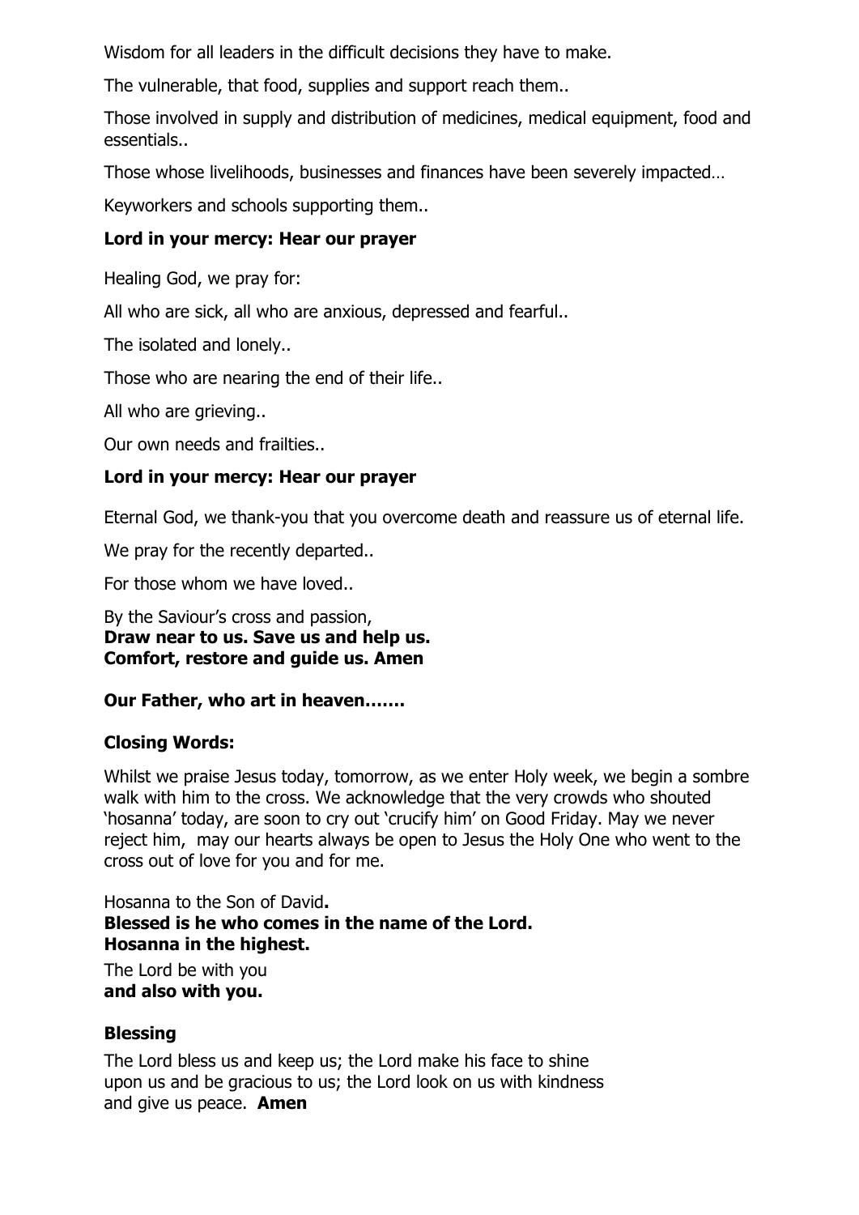Wisdom for all leaders in the difficult decisions they have to make.

The vulnerable, that food, supplies and support reach them..

Those involved in supply and distribution of medicines, medical equipment, food and essentials..

Those whose livelihoods, businesses and finances have been severely impacted…

Keyworkers and schools supporting them..

**Lord in your mercy: Hear our prayer**

Healing God, we pray for:

All who are sick, all who are anxious, depressed and fearful..

The isolated and lonely..

Those who are nearing the end of their life..

All who are grieving..

Our own needs and frailties..

**Lord in your mercy: Hear our prayer**

Eternal God, we thank-you that you overcome death and reassure us of eternal life.

We pray for the recently departed..

For those whom we have loved..

By the Saviour's cross and passion,
**Draw near to us. Save us and help us.**
**Comfort, restore and guide us. Amen**

**Our Father, who art in heaven…….**

**Closing Words:**

Whilst we praise Jesus today, tomorrow, as we enter Holy week, we begin a sombre walk with him to the cross. We acknowledge that the very crowds who shouted 'hosanna' today, are soon to cry out 'crucify him' on Good Friday. May we never reject him, may our hearts always be open to Jesus the Holy One who went to the cross out of love for you and for me.

Hosanna to the Son of David**.**
**Blessed is he who comes in the name of the Lord.**
**Hosanna in the highest.**

The Lord be with you
**and also with you.**

**Blessing**

The Lord bless us and keep us; the Lord make his face to shine upon us and be gracious to us; the Lord look on us with kindness and give us peace. **Amen**